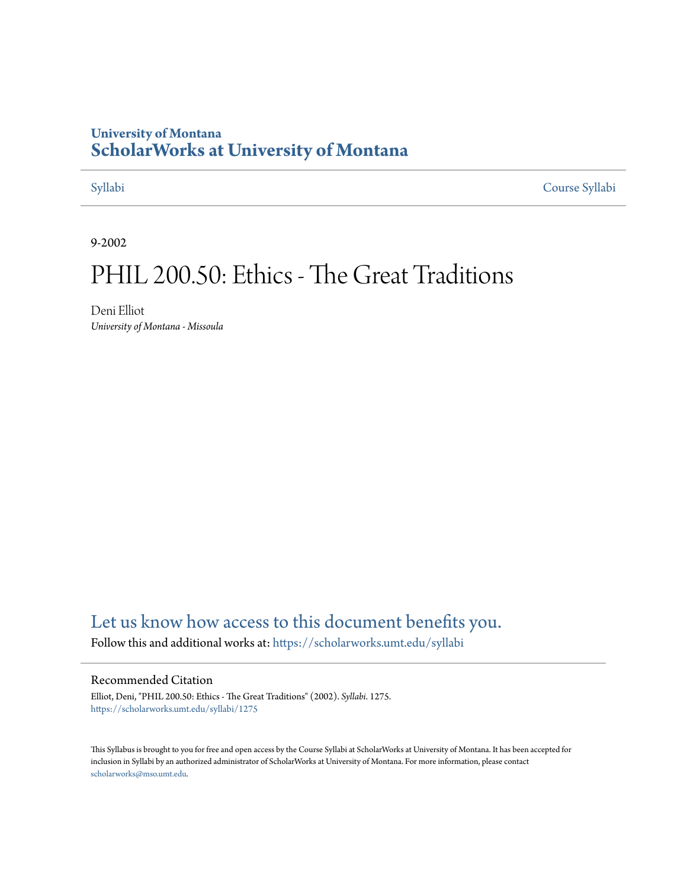University of Montana
# ScholarWorks at University of Montana

Syllabi | Course Syllabi

9-2002

# PHIL 200.50: Ethics - The Great Traditions

Deni Elliot
*University of Montana - Missoula*

Let us know how access to this document benefits you.

Follow this and additional works at: https://scholarworks.umt.edu/syllabi

## Recommended Citation

Elliot, Deni, "PHIL 200.50: Ethics - The Great Traditions" (2002). *Syllabi*. 1275.
https://scholarworks.umt.edu/syllabi/1275

This Syllabus is brought to you for free and open access by the Course Syllabi at ScholarWorks at University of Montana. It has been accepted for inclusion in Syllabi by an authorized administrator of ScholarWorks at University of Montana. For more information, please contact scholarworks@mso.umt.edu.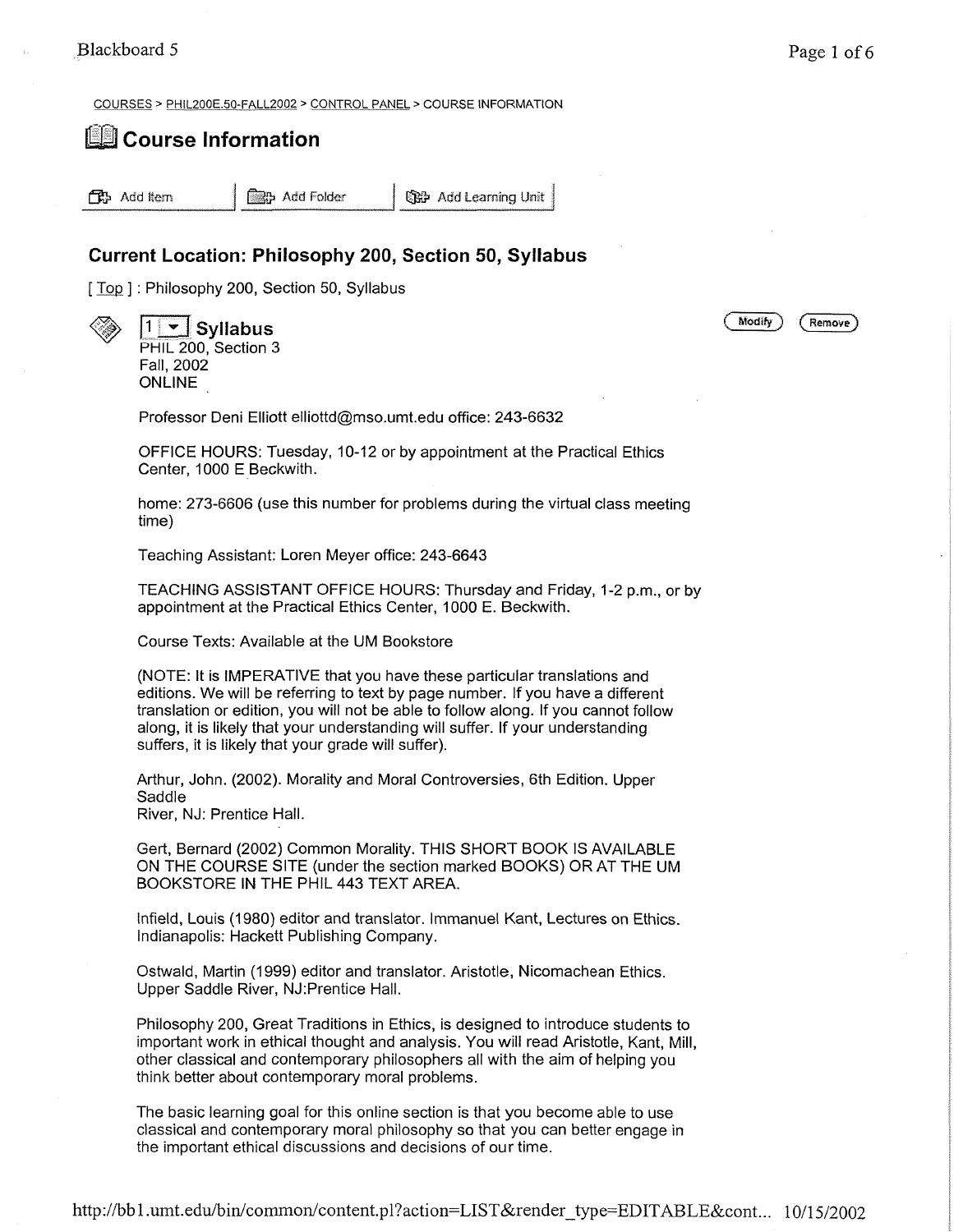COURSES > PHIL200E.50-FALL2002 > CONTROL PANEL > COURSE INFORMATION

# Course Information

Add Item | Add Folder | Add Learning Unit

## Current Location: Philosophy 200, Section 50, Syllabus

[ Top ] : Philosophy 200, Section 50, Syllabus

### 1 Syllabus

PHIL 200, Section 3
Fall, 2002
ONLINE

Professor Deni Elliott elliottd@mso.umt.edu office: 243-6632

OFFICE HOURS: Tuesday, 10-12 or by appointment at the Practical Ethics Center, 1000 E Beckwith.

home: 273-6606 (use this number for problems during the virtual class meeting time)

Teaching Assistant: Loren Meyer office: 243-6643

TEACHING ASSISTANT OFFICE HOURS: Thursday and Friday, 1-2 p.m., or by appointment at the Practical Ethics Center, 1000 E. Beckwith.

Course Texts: Available at the UM Bookstore

(NOTE: It is IMPERATIVE that you have these particular translations and editions. We will be referring to text by page number. If you have a different translation or edition, you will not be able to follow along. If you cannot follow along, it is likely that your understanding will suffer. If your understanding suffers, it is likely that your grade will suffer).

Arthur, John. (2002). Morality and Moral Controversies, 6th Edition. Upper Saddle River, NJ: Prentice Hall.

Gert, Bernard (2002) Common Morality. THIS SHORT BOOK IS AVAILABLE ON THE COURSE SITE (under the section marked BOOKS) OR AT THE UM BOOKSTORE IN THE PHIL 443 TEXT AREA.

Infield, Louis (1980) editor and translator. Immanuel Kant, Lectures on Ethics. Indianapolis: Hackett Publishing Company.

Ostwald, Martin (1999) editor and translator. Aristotle, Nicomachean Ethics. Upper Saddle River, NJ:Prentice Hall.

Philosophy 200, Great Traditions in Ethics, is designed to introduce students to important work in ethical thought and analysis. You will read Aristotle, Kant, Mill, other classical and contemporary philosophers all with the aim of helping you think better about contemporary moral problems.

The basic learning goal for this online section is that you become able to use classical and contemporary moral philosophy so that you can better engage in the important ethical discussions and decisions of our time.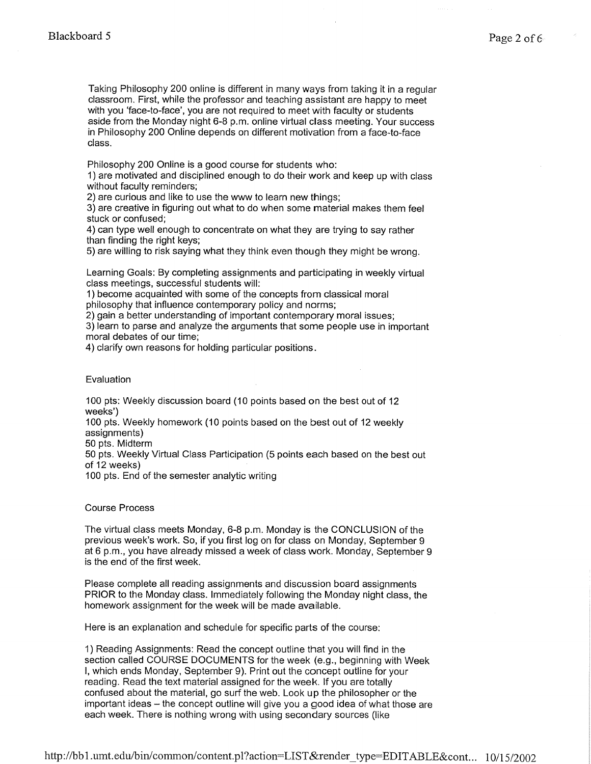Taking Philosophy 200 online is different in many ways from taking it in a regular classroom. First, while the professor and teaching assistant are happy to meet with you 'face-to-face', you are not required to meet with faculty or students aside from the Monday night 6-8 p.m. online virtual class meeting. Your success in Philosophy 200 Online depends on different motivation from a face-to-face class.

Philosophy 200 Online is a good course for students who:
1) are motivated and disciplined enough to do their work and keep up with class without faculty reminders;
2) are curious and like to use the www to learn new things;
3) are creative in figuring out what to do when some material makes them feel stuck or confused;
4) can type well enough to concentrate on what they are trying to say rather than finding the right keys;
5) are willing to risk saying what they think even though they might be wrong.

Learning Goals: By completing assignments and participating in weekly virtual class meetings, successful students will:
1) become acquainted with some of the concepts from classical moral philosophy that influence contemporary policy and norms;
2) gain a better understanding of important contemporary moral issues;
3) learn to parse and analyze the arguments that some people use in important moral debates of our time;
4) clarify own reasons for holding particular positions.

## Evaluation

100 pts: Weekly discussion board (10 points based on the best out of 12 weeks')
100 pts. Weekly homework (10 points based on the best out of 12 weekly assignments)
50 pts. Midterm
50 pts. Weekly Virtual Class Participation (5 points each based on the best out of 12 weeks)
100 pts. End of the semester analytic writing

## Course Process

The virtual class meets Monday, 6-8 p.m. Monday is the CONCLUSION of the previous week's work. So, if you first log on for class on Monday, September 9 at 6 p.m., you have already missed a week of class work. Monday, September 9 is the end of the first week.

Please complete all reading assignments and discussion board assignments PRIOR to the Monday class. Immediately following the Monday night class, the homework assignment for the week will be made available.

Here is an explanation and schedule for specific parts of the course:

1) Reading Assignments: Read the concept outline that you will find in the section called COURSE DOCUMENTS for the week (e.g., beginning with Week I, which ends Monday, September 9). Print out the concept outline for your reading. Read the text material assigned for the week. If you are totally confused about the material, go surf the web. Look up the philosopher or the important ideas – the concept outline will give you a good idea of what those are each week. There is nothing wrong with using secondary sources (like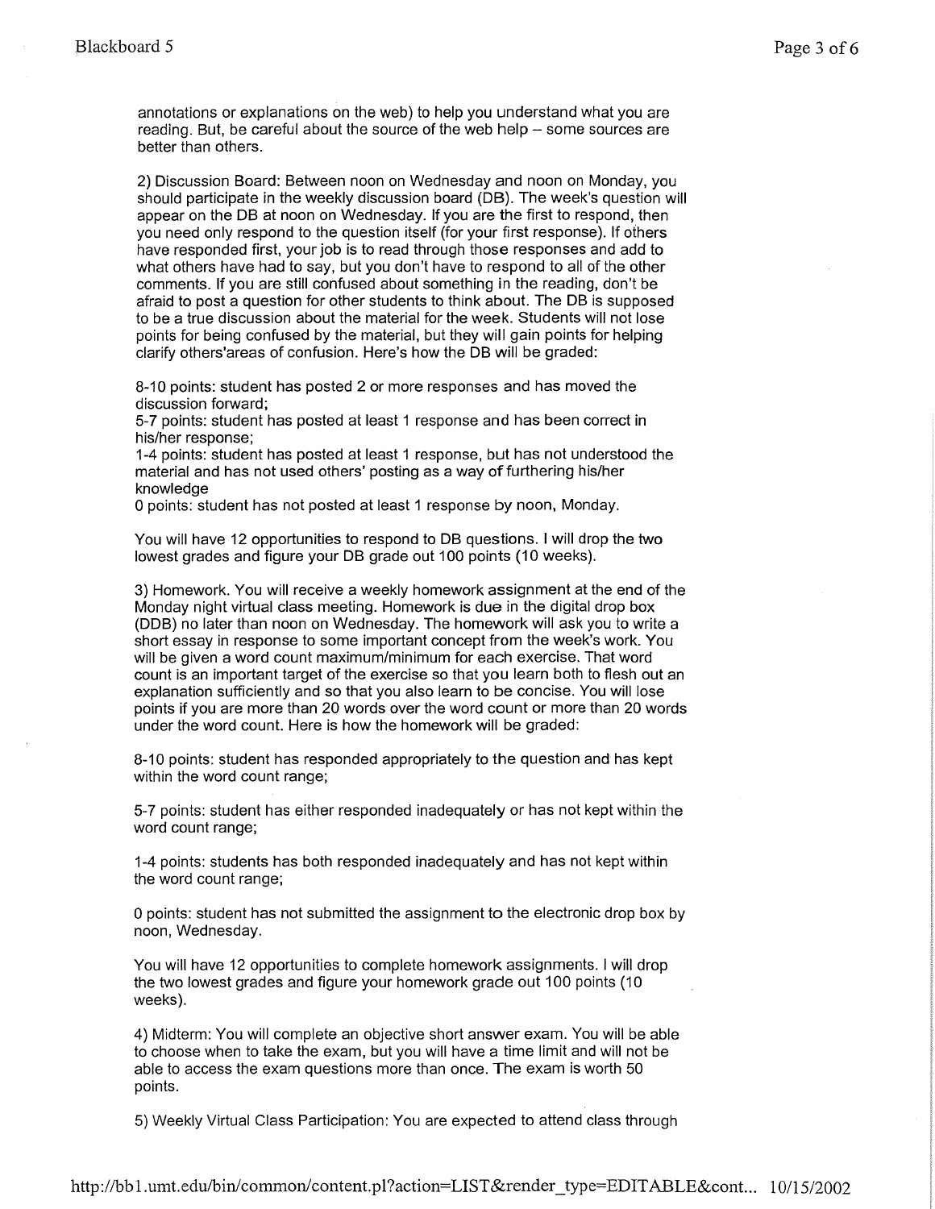annotations or explanations on the web) to help you understand what you are reading. But, be careful about the source of the web help – some sources are better than others.

2) Discussion Board: Between noon on Wednesday and noon on Monday, you should participate in the weekly discussion board (DB). The week's question will appear on the DB at noon on Wednesday. If you are the first to respond, then you need only respond to the question itself (for your first response). If others have responded first, your job is to read through those responses and add to what others have had to say, but you don't have to respond to all of the other comments. If you are still confused about something in the reading, don't be afraid to post a question for other students to think about. The DB is supposed to be a true discussion about the material for the week. Students will not lose points for being confused by the material, but they will gain points for helping clarify others'areas of confusion. Here's how the DB will be graded:

8-10 points: student has posted 2 or more responses and has moved the discussion forward;
5-7 points: student has posted at least 1 response and has been correct in his/her response;
1-4 points: student has posted at least 1 response, but has not understood the material and has not used others' posting as a way of furthering his/her knowledge
0 points: student has not posted at least 1 response by noon, Monday.

You will have 12 opportunities to respond to DB questions. I will drop the two lowest grades and figure your DB grade out 100 points (10 weeks).

3) Homework. You will receive a weekly homework assignment at the end of the Monday night virtual class meeting. Homework is due in the digital drop box (DDB) no later than noon on Wednesday. The homework will ask you to write a short essay in response to some important concept from the week's work. You will be given a word count maximum/minimum for each exercise. That word count is an important target of the exercise so that you learn both to flesh out an explanation sufficiently and so that you also learn to be concise. You will lose points if you are more than 20 words over the word count or more than 20 words under the word count. Here is how the homework will be graded:

8-10 points: student has responded appropriately to the question and has kept within the word count range;

5-7 points: student has either responded inadequately or has not kept within the word count range;

1-4 points: students has both responded inadequately and has not kept within the word count range;

0 points: student has not submitted the assignment to the electronic drop box by noon, Wednesday.

You will have 12 opportunities to complete homework assignments. I will drop the two lowest grades and figure your homework grade out 100 points (10 weeks).

4) Midterm: You will complete an objective short answer exam. You will be able to choose when to take the exam, but you will have a time limit and will not be able to access the exam questions more than once. The exam is worth 50 points.

5) Weekly Virtual Class Participation: You are expected to attend class through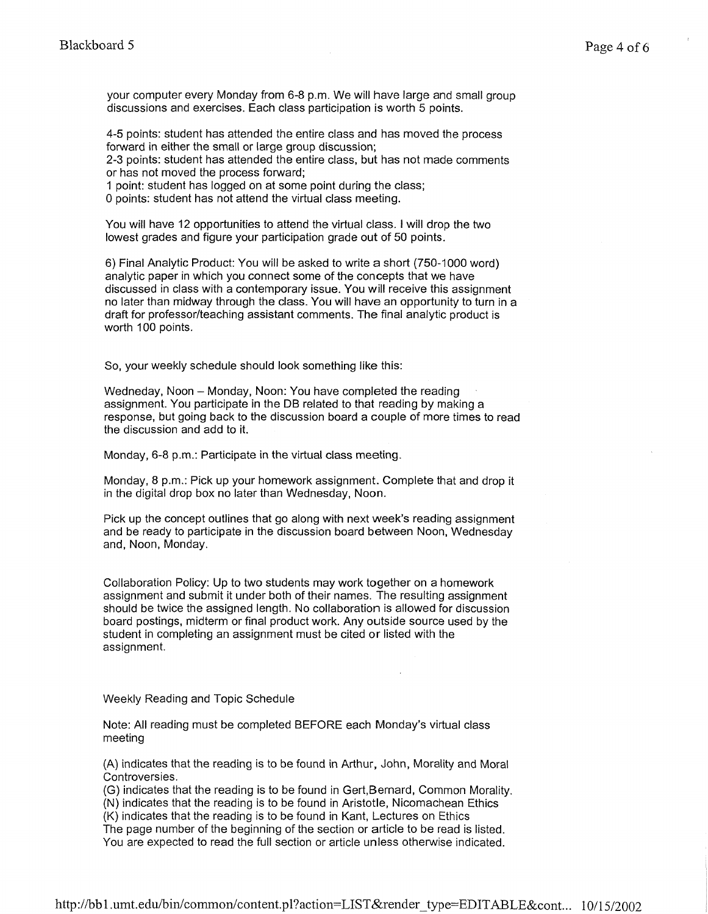your computer every Monday from 6-8 p.m. We will have large and small group discussions and exercises. Each class participation is worth 5 points.

4-5 points: student has attended the entire class and has moved the process forward in either the small or large group discussion;
2-3 points: student has attended the entire class, but has not made comments or has not moved the process forward;
1 point: student has logged on at some point during the class;
0 points: student has not attend the virtual class meeting.

You will have 12 opportunities to attend the virtual class. I will drop the two lowest grades and figure your participation grade out of 50 points.

6) Final Analytic Product: You will be asked to write a short (750-1000 word) analytic paper in which you connect some of the concepts that we have discussed in class with a contemporary issue. You will receive this assignment no later than midway through the class. You will have an opportunity to turn in a draft for professor/teaching assistant comments. The final analytic product is worth 100 points.

So, your weekly schedule should look something like this:

Wedneday, Noon – Monday, Noon: You have completed the reading assignment. You participate in the DB related to that reading by making a response, but going back to the discussion board a couple of more times to read the discussion and add to it.

Monday, 6-8 p.m.: Participate in the virtual class meeting.

Monday, 8 p.m.: Pick up your homework assignment. Complete that and drop it in the digital drop box no later than Wednesday, Noon.

Pick up the concept outlines that go along with next week's reading assignment and be ready to participate in the discussion board between Noon, Wednesday and, Noon, Monday.

Collaboration Policy: Up to two students may work together on a homework assignment and submit it under both of their names. The resulting assignment should be twice the assigned length. No collaboration is allowed for discussion board postings, midterm or final product work. Any outside source used by the student in completing an assignment must be cited or listed with the assignment.

Weekly Reading and Topic Schedule

Note: All reading must be completed BEFORE each Monday's virtual class meeting

(A) indicates that the reading is to be found in Arthur, John, Morality and Moral Controversies.
(G) indicates that the reading is to be found in Gert,Bernard, Common Morality.
(N) indicates that the reading is to be found in Aristotle, Nicomachean Ethics
(K) indicates that the reading is to be found in Kant, Lectures on Ethics
The page number of the beginning of the section or article to be read is listed.
You are expected to read the full section or article unless otherwise indicated.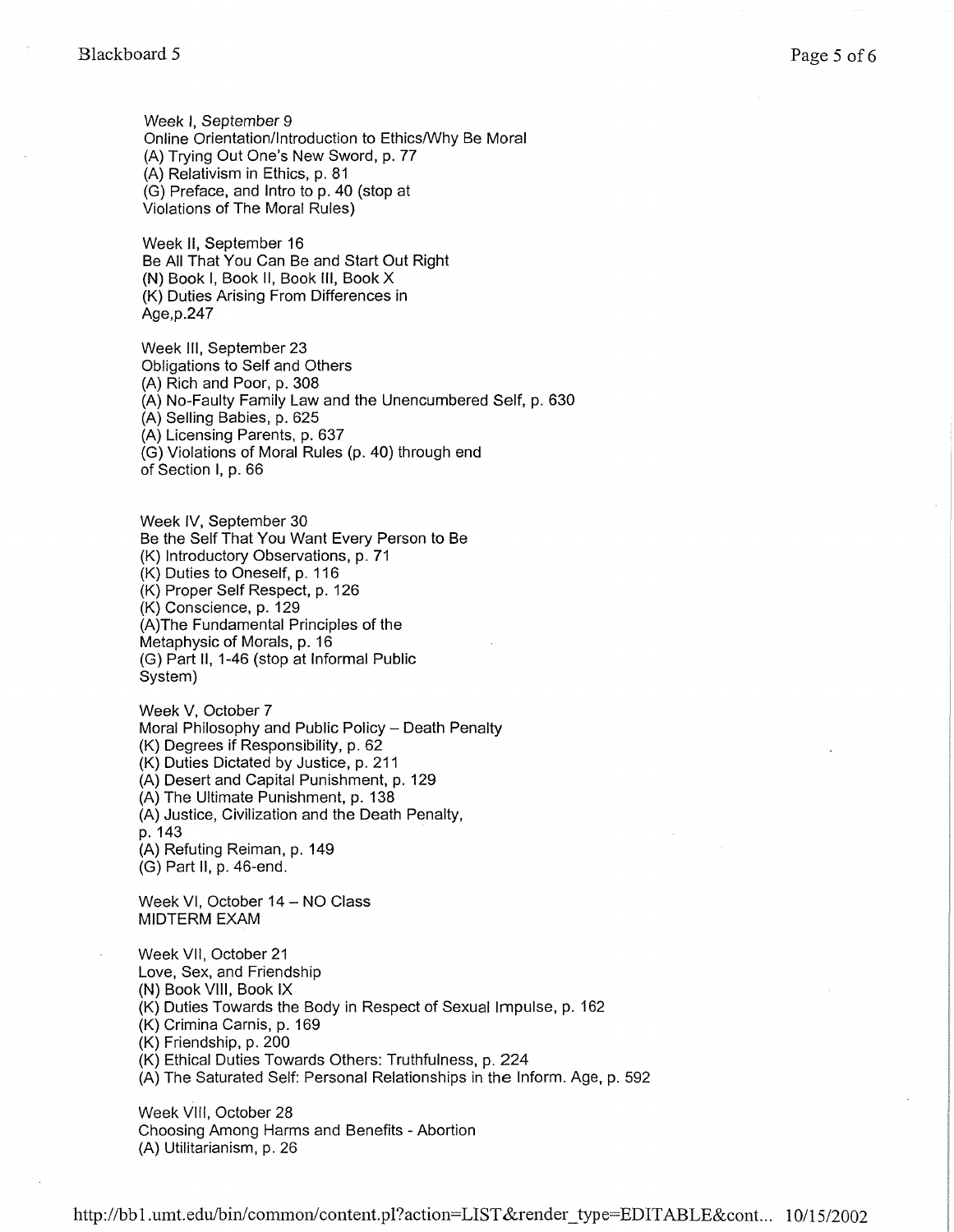Week I, September 9
Online Orientation/Introduction to Ethics/Why Be Moral
(A) Trying Out One's New Sword, p. 77
(A) Relativism in Ethics, p. 81
(G) Preface, and Intro to p. 40 (stop at
Violations of The Moral Rules)

Week II, September 16
Be All That You Can Be and Start Out Right
(N) Book I, Book II, Book III, Book X
(K) Duties Arising From Differences in
Age,p.247

Week III, September 23
Obligations to Self and Others
(A) Rich and Poor, p. 308
(A) No-Faulty Family Law and the Unencumbered Self, p. 630
(A) Selling Babies, p. 625
(A) Licensing Parents, p. 637
(G) Violations of Moral Rules (p. 40) through end
of Section I, p. 66

Week IV, September 30
Be the Self That You Want Every Person to Be
(K) Introductory Observations, p. 71
(K) Duties to Oneself, p. 116
(K) Proper Self Respect, p. 126
(K) Conscience, p. 129
(A)The Fundamental Principles of the
Metaphysic of Morals, p. 16
(G) Part II, 1-46 (stop at Informal Public
System)

Week V, October 7
Moral Philosophy and Public Policy – Death Penalty
(K) Degrees if Responsibility, p. 62
(K) Duties Dictated by Justice, p. 211
(A) Desert and Capital Punishment, p. 129
(A) The Ultimate Punishment, p. 138
(A) Justice, Civilization and the Death Penalty,
p. 143
(A) Refuting Reiman, p. 149
(G) Part II, p. 46-end.

Week VI, October 14 – NO Class
MIDTERM EXAM

Week VII, October 21
Love, Sex, and Friendship
(N) Book VIII, Book IX
(K) Duties Towards the Body in Respect of Sexual Impulse, p. 162
(K) Crimina Carnis, p. 169
(K) Friendship, p. 200
(K) Ethical Duties Towards Others: Truthfulness, p. 224
(A) The Saturated Self: Personal Relationships in the Inform. Age, p. 592

Week VIII, October 28
Choosing Among Harms and Benefits - Abortion
(A) Utilitarianism, p. 26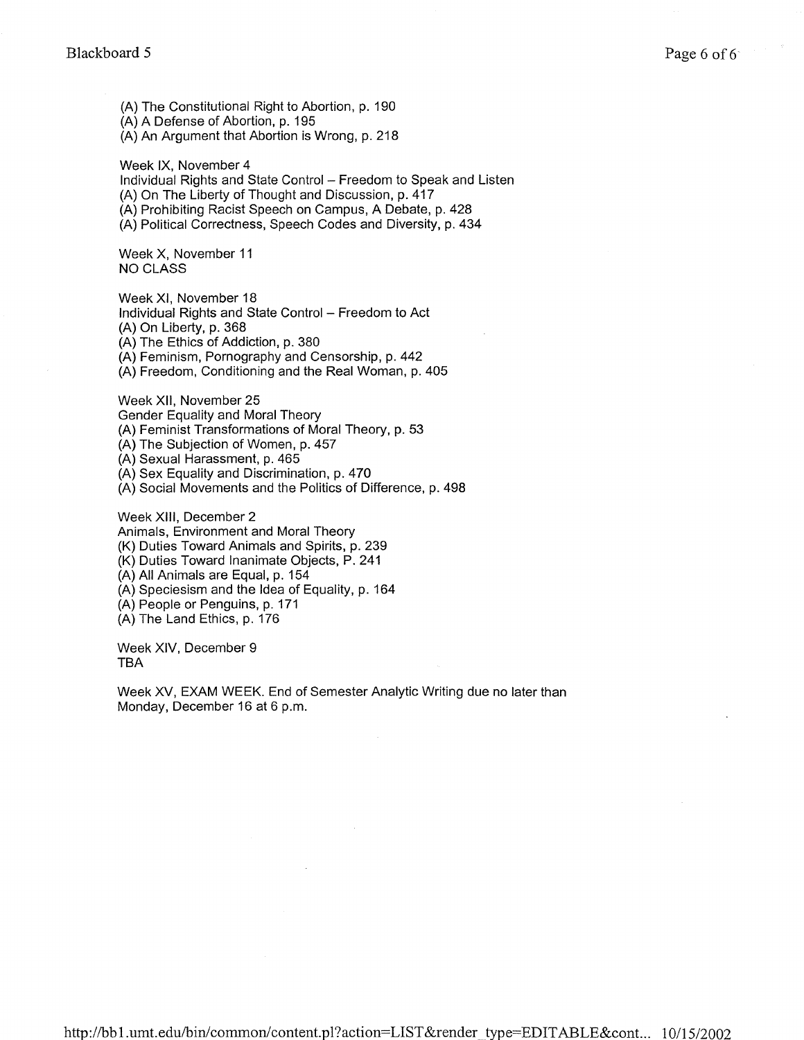(A) The Constitutional Right to Abortion, p. 190
(A) A Defense of Abortion, p. 195
(A) An Argument that Abortion is Wrong, p. 218

Week IX, November 4
Individual Rights and State Control – Freedom to Speak and Listen
(A) On The Liberty of Thought and Discussion, p. 417
(A) Prohibiting Racist Speech on Campus, A Debate, p. 428
(A) Political Correctness, Speech Codes and Diversity, p. 434

Week X, November 11
NO CLASS

Week XI, November 18
Individual Rights and State Control – Freedom to Act
(A) On Liberty, p. 368
(A) The Ethics of Addiction, p. 380
(A) Feminism, Pornography and Censorship, p. 442
(A) Freedom, Conditioning and the Real Woman, p. 405

Week XII, November 25
Gender Equality and Moral Theory
(A) Feminist Transformations of Moral Theory, p. 53
(A) The Subjection of Women, p. 457
(A) Sexual Harassment, p. 465
(A) Sex Equality and Discrimination, p. 470
(A) Social Movements and the Politics of Difference, p. 498

Week XIII, December 2
Animals, Environment and Moral Theory
(K) Duties Toward Animals and Spirits, p. 239
(K) Duties Toward Inanimate Objects, P. 241
(A) All Animals are Equal, p. 154
(A) Speciesism and the Idea of Equality, p. 164
(A) People or Penguins, p. 171
(A) The Land Ethics, p. 176

Week XIV, December 9
TBA

Week XV, EXAM WEEK. End of Semester Analytic Writing due no later than Monday, December 16 at 6 p.m.